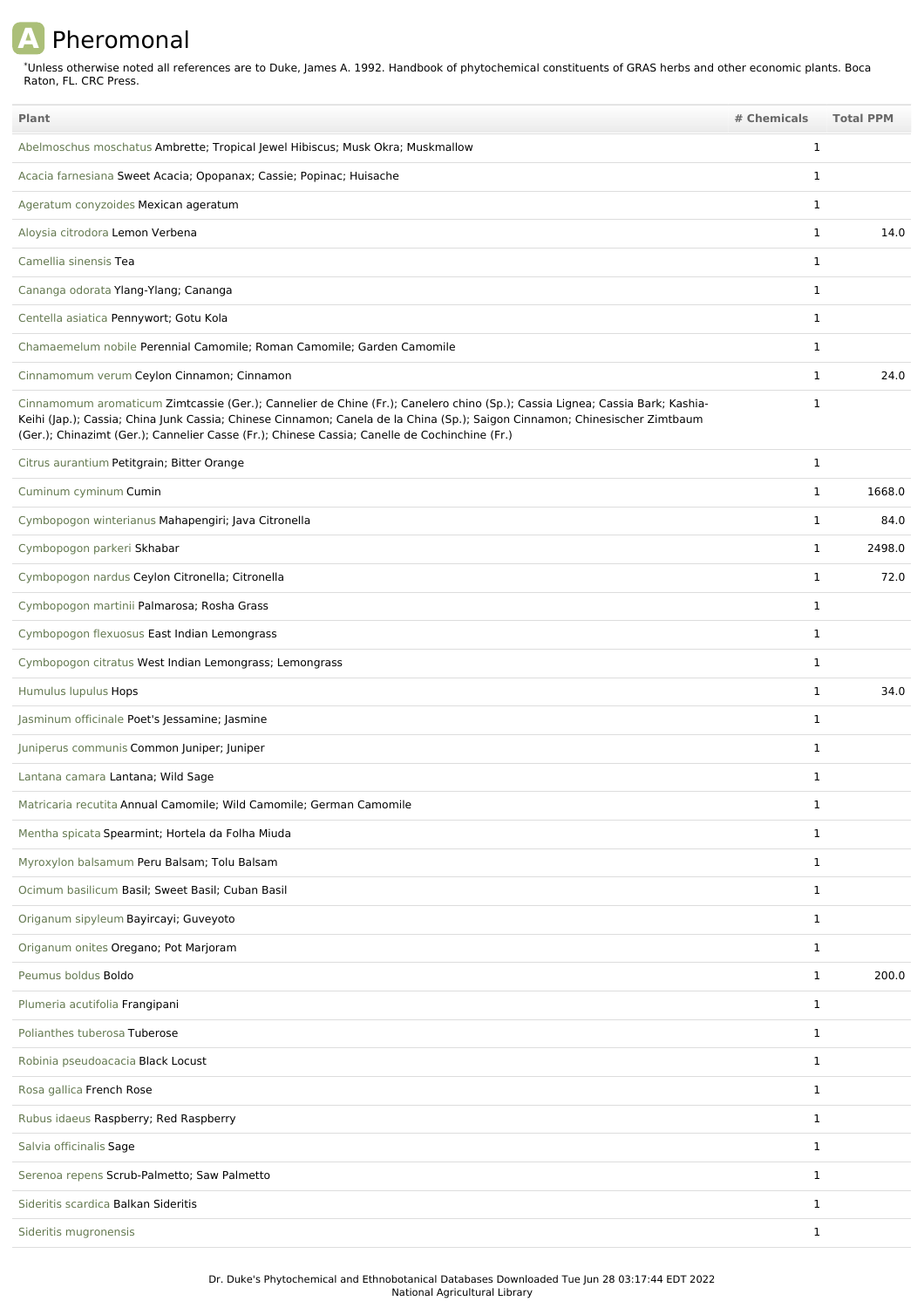# A Pheromonal

*Unless otherwise noted all references are to Duke, James A. 1992. Handbook of phytochemical constituents of GRAS herbs and other economic plants. Boca Raton, FL. CRC Press.

| Plant | # Chemicals | Total PPM |
|---|---|---|
| Abelmoschus moschatus Ambrette; Tropical Jewel Hibiscus; Musk Okra; Muskmallow | 1 | |
| Acacia farnesiana Sweet Acacia; Opopanax; Cassie; Popinac; Huisache | 1 | |
| Ageratum conyzoides Mexican ageratum | 1 | |
| Aloysia citrodora Lemon Verbena | 1 | 14.0 |
| Camellia sinensis Tea | 1 | |
| Cananga odorata Ylang-Ylang; Cananga | 1 | |
| Centella asiatica Pennywort; Gotu Kola | 1 | |
| Chamaemelum nobile Perennial Camomile; Roman Camomile; Garden Camomile | 1 | |
| Cinnamomum verum Ceylon Cinnamon; Cinnamon | 1 | 24.0 |
| Cinnamomum aromaticum Zimtcassie (Ger.); Cannelier de Chine (Fr.); Canelero chino (Sp.); Cassia Lignea; Cassia Bark; Kashia-Keihi (Jap.); Cassia; China Junk Cassia; Chinese Cinnamon; Canela de la China (Sp.); Saigon Cinnamon; Chinesischer Zimtbaum (Ger.); Chinazimt (Ger.); Cannelier Casse (Fr.); Chinese Cassia; Canelle de Cochinchine (Fr.) | 1 | |
| Citrus aurantium Petitgrain; Bitter Orange | 1 | |
| Cuminum cyminum Cumin | 1 | 1668.0 |
| Cymbopogon winterianus Mahapengiri; Java Citronella | 1 | 84.0 |
| Cymbopogon parkeri Skhabar | 1 | 2498.0 |
| Cymbopogon nardus Ceylon Citronella; Citronella | 1 | 72.0 |
| Cymbopogon martinii Palmarosa; Rosha Grass | 1 | |
| Cymbopogon flexuosus East Indian Lemongrass | 1 | |
| Cymbopogon citratus West Indian Lemongrass; Lemongrass | 1 | |
| Humulus lupulus Hops | 1 | 34.0 |
| Jasminum officinale Poet's Jessamine; Jasmine | 1 | |
| Juniperus communis Common Juniper; Juniper | 1 | |
| Lantana camara Lantana; Wild Sage | 1 | |
| Matricaria recutita Annual Camomile; Wild Camomile; German Camomile | 1 | |
| Mentha spicata Spearmint; Hortela da Folha Miuda | 1 | |
| Myroxylon balsamum Peru Balsam; Tolu Balsam | 1 | |
| Ocimum basilicum Basil; Sweet Basil; Cuban Basil | 1 | |
| Origanum sipyleum Bayircayi; Guveyoto | 1 | |
| Origanum onites Oregano; Pot Marjoram | 1 | |
| Peumus boldus Boldo | 1 | 200.0 |
| Plumeria acutifolia Frangipani | 1 | |
| Polianthes tuberosa Tuberose | 1 | |
| Robinia pseudoacacia Black Locust | 1 | |
| Rosa gallica French Rose | 1 | |
| Rubus idaeus Raspberry; Red Raspberry | 1 | |
| Salvia officinalis Sage | 1 | |
| Serenoa repens Scrub-Palmetto; Saw Palmetto | 1 | |
| Sideritis scardica Balkan Sideritis | 1 | |
| Sideritis mugronensis | 1 | |

Dr. Duke's Phytochemical and Ethnobotanical Databases Downloaded Tue Jun 28 03:17:44 EDT 2022
National Agricultural Library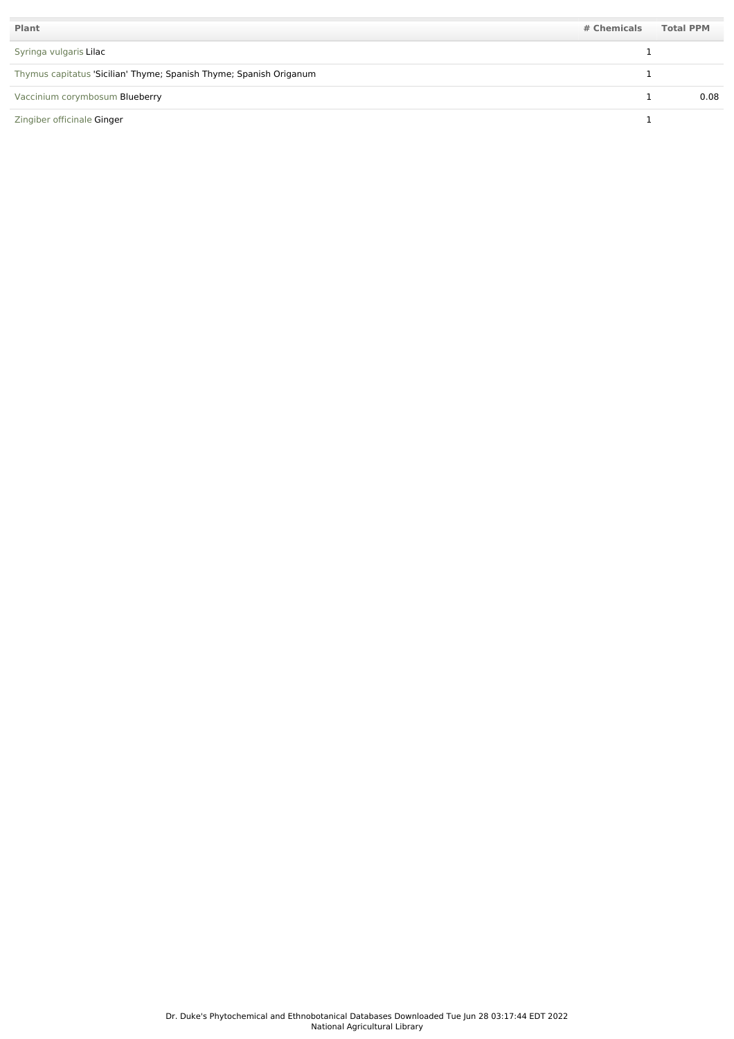| Plant | # Chemicals | Total PPM |
|---|---|---|
| Syringa vulgaris Lilac | 1 | |
| Thymus capitatus 'Sicilian' Thyme; Spanish Thyme; Spanish Origanum | 1 | |
| Vaccinium corymbosum Blueberry | 1 | 0.08 |
| Zingiber officinale Ginger | 1 | |

Dr. Duke's Phytochemical and Ethnobotanical Databases Downloaded Tue Jun 28 03:17:44 EDT 2022
National Agricultural Library